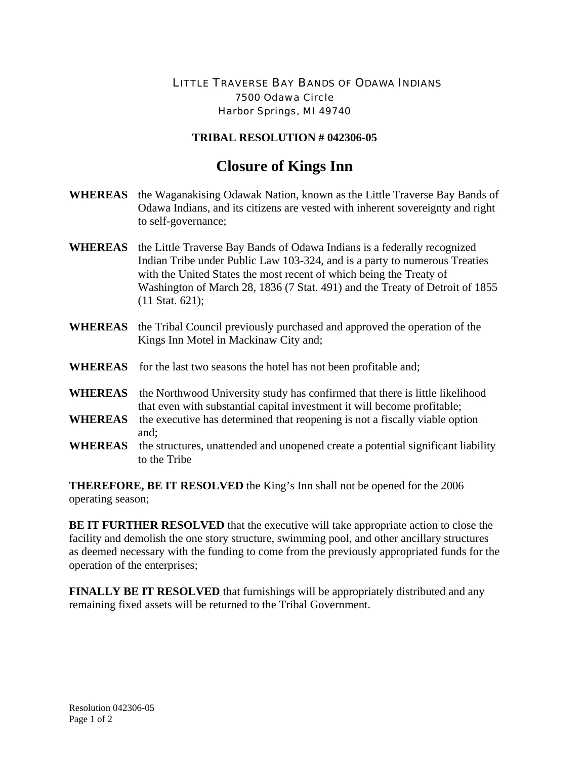LITTLE TRAVERSE BAY BANDS OF ODAWA INDIANS
7500 Odawa Circle
Harbor Springs, MI 49740

**TRIBAL RESOLUTION # 042306-05**

# Closure of Kings Inn

**WHEREAS** the Waganakising Odawak Nation, known as the Little Traverse Bay Bands of Odawa Indians, and its citizens are vested with inherent sovereignty and right to self-governance;

**WHEREAS** the Little Traverse Bay Bands of Odawa Indians is a federally recognized Indian Tribe under Public Law 103-324, and is a party to numerous Treaties with the United States the most recent of which being the Treaty of Washington of March 28, 1836 (7 Stat. 491) and the Treaty of Detroit of 1855 (11 Stat. 621);

**WHEREAS** the Tribal Council previously purchased and approved the operation of the Kings Inn Motel in Mackinaw City and;

**WHEREAS** for the last two seasons the hotel has not been profitable and;

**WHEREAS** the Northwood University study has confirmed that there is little likelihood that even with substantial capital investment it will become profitable;

**WHEREAS** the executive has determined that reopening is not a fiscally viable option and;

**WHEREAS** the structures, unattended and unopened create a potential significant liability to the Tribe

**THEREFORE, BE IT RESOLVED** the King's Inn shall not be opened for the 2006 operating season;

**BE IT FURTHER RESOLVED** that the executive will take appropriate action to close the facility and demolish the one story structure, swimming pool, and other ancillary structures as deemed necessary with the funding to come from the previously appropriated funds for the operation of the enterprises;

**FINALLY BE IT RESOLVED** that furnishings will be appropriately distributed and any remaining fixed assets will be returned to the Tribal Government.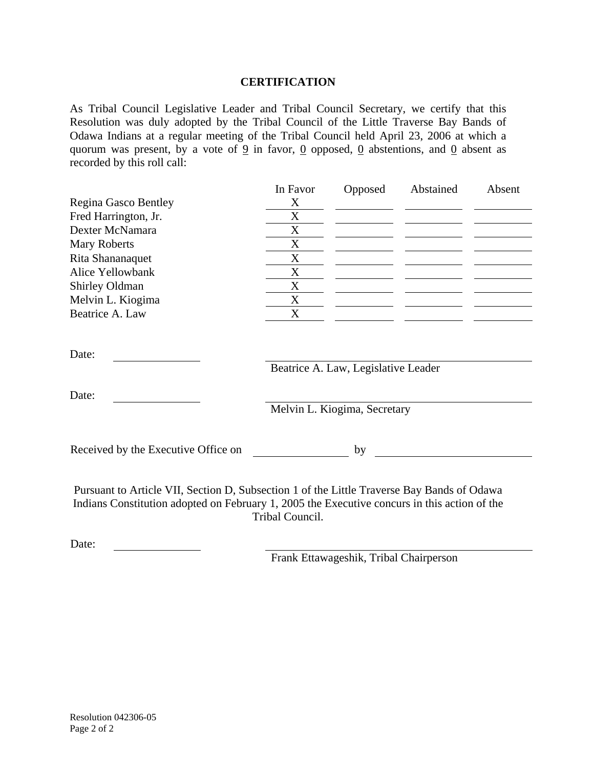## CERTIFICATION

As Tribal Council Legislative Leader and Tribal Council Secretary, we certify that this Resolution was duly adopted by the Tribal Council of the Little Traverse Bay Bands of Odawa Indians at a regular meeting of the Tribal Council held April 23, 2006 at which a quorum was present, by a vote of 9 in favor, 0 opposed, 0 abstentions, and 0 absent as recorded by this roll call:

| | In Favor | Opposed | Abstained | Absent |
|---|---|---|---|---|
| Regina Gasco Bentley | X | | | |
| Fred Harrington, Jr. | X | | | |
| Dexter McNamara | X | | | |
| Mary Roberts | X | | | |
| Rita Shananaquet | X | | | |
| Alice Yellowbank | X | | | |
| Shirley Oldman | X | | | |
| Melvin L. Kiogima | X | | | |
| Beatrice A. Law | X | | | |

Date: ______________

Beatrice A. Law, Legislative Leader

Date: ______________

Melvin L. Kiogima, Secretary

Received by the Executive Office on ______________ by ______________________

Pursuant to Article VII, Section D, Subsection 1 of the Little Traverse Bay Bands of Odawa Indians Constitution adopted on February 1, 2005 the Executive concurs in this action of the Tribal Council.

Date: ______________

Frank Ettawageshik, Tribal Chairperson

Resolution 042306-05